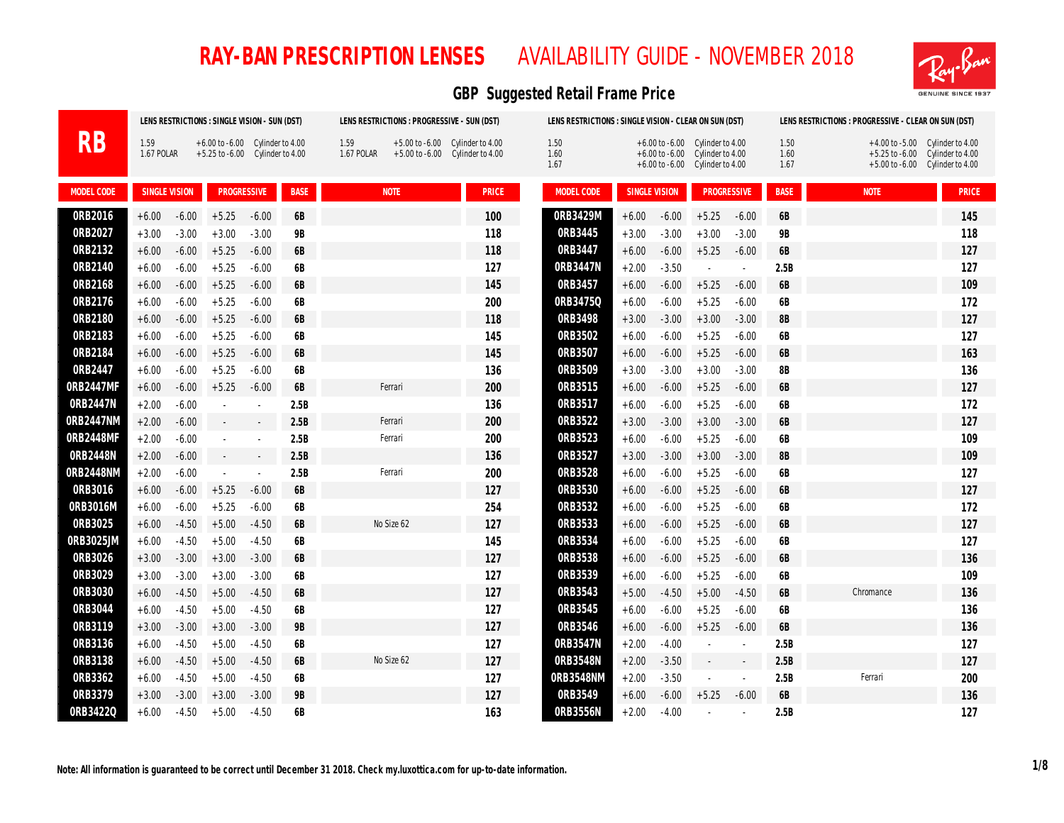# RAY-BAN PRESCRIPTION LENSES AVAILABILITY GUIDE - NOVEMBER 2018

## GBP Suggested Retail Frame Price

| RB | LENS RESTRICTIONS : SINGLE VISION - SUN (DST) | LENS RESTRICTIONS : PROGRESSIVE - SUN (DST) | LENS RESTRICTIONS : SINGLE VISION - CLEAR ON SUN (DST) | LENS RESTRICTIONS : PROGRESSIVE - CLEAR ON SUN (DST) |
|---|---|---|---|---|
| | 1.59 +6.00 to -6.00 Cylinder to 4.00<br>1.67 POLAR +5.25 to -6.00 Cylinder to 4.00 | 1.59 +5.00 to -6.00 Cylinder to 4.00<br>1.67 POLAR +5.00 to -6.00 Cylinder to 4.00 | 1.50 +6.00 to -6.00 Cylinder to 4.00<br>1.60 +6.00 to -6.00 Cylinder to 4.00<br>1.67 +6.00 to -6.00 Cylinder to 4.00 | 1.50 +4.00 to -5.00 Cylinder to 4.00<br>1.60 +5.25 to -6.00 Cylinder to 4.00<br>1.67 +5.00 to -6.00 Cylinder to 4.00 |

| MODEL CODE | SINGLE VISION | | PROGRESSIVE | | BASE | NOTE | PRICE |
|---|---|---|---|---|---|---|---|
| 0RB2016 | +6.00 | -6.00 | +5.25 | -6.00 | 6B | | 100 |
| 0RB2027 | +3.00 | -3.00 | +3.00 | -3.00 | 9B | | 118 |
| 0RB2132 | +6.00 | -6.00 | +5.25 | -6.00 | 6B | | 118 |
| 0RB2140 | +6.00 | -6.00 | +5.25 | -6.00 | 6B | | 127 |
| 0RB2168 | +6.00 | -6.00 | +5.25 | -6.00 | 6B | | 145 |
| 0RB2176 | +6.00 | -6.00 | +5.25 | -6.00 | 6B | | 200 |
| 0RB2180 | +6.00 | -6.00 | +5.25 | -6.00 | 6B | | 118 |
| 0RB2183 | +6.00 | -6.00 | +5.25 | -6.00 | 6B | | 145 |
| 0RB2184 | +6.00 | -6.00 | +5.25 | -6.00 | 6B | | 145 |
| 0RB2447 | +6.00 | -6.00 | +5.25 | -6.00 | 6B | | 136 |
| 0RB2447MF | +6.00 | -6.00 | +5.25 | -6.00 | 6B | Ferrari | 200 |
| 0RB2447N | +2.00 | -6.00 | - | - | 2.5B | | 136 |
| 0RB2447NM | +2.00 | -6.00 | - | - | 2.5B | Ferrari | 200 |
| 0RB2448MF | +2.00 | -6.00 | - | - | 2.5B | Ferrari | 200 |
| 0RB2448N | +2.00 | -6.00 | - | - | 2.5B | | 136 |
| 0RB2448NM | +2.00 | -6.00 | - | - | 2.5B | Ferrari | 200 |
| 0RB3016 | +6.00 | -6.00 | +5.25 | -6.00 | 6B | | 127 |
| 0RB3016M | +6.00 | -6.00 | +5.25 | -6.00 | 6B | | 254 |
| 0RB3025 | +6.00 | -4.50 | +5.00 | -4.50 | 6B | No Size 62 | 127 |
| 0RB3025JM | +6.00 | -4.50 | +5.00 | -4.50 | 6B | | 145 |
| 0RB3026 | +3.00 | -3.00 | +3.00 | -3.00 | 6B | | 127 |
| 0RB3029 | +3.00 | -3.00 | +3.00 | -3.00 | 6B | | 127 |
| 0RB3030 | +6.00 | -4.50 | +5.00 | -4.50 | 6B | | 127 |
| 0RB3044 | +6.00 | -4.50 | +5.00 | -4.50 | 6B | | 127 |
| 0RB3119 | +3.00 | -3.00 | +3.00 | -3.00 | 9B | | 127 |
| 0RB3136 | +6.00 | -4.50 | +5.00 | -4.50 | 6B | | 127 |
| 0RB3138 | +6.00 | -4.50 | +5.00 | -4.50 | 6B | No Size 62 | 127 |
| 0RB3362 | +6.00 | -4.50 | +5.00 | -4.50 | 6B | | 127 |
| 0RB3379 | +3.00 | -3.00 | +3.00 | -3.00 | 9B | | 127 |
| 0RB3422Q | +6.00 | -4.50 | +5.00 | -4.50 | 6B | | 163 |
| 0RB3429M | +6.00 | -6.00 | +5.25 | -6.00 | 6B | | 145 |
| 0RB3445 | +3.00 | -3.00 | +3.00 | -3.00 | 9B | | 118 |
| 0RB3447 | +6.00 | -6.00 | +5.25 | -6.00 | 6B | | 127 |
| 0RB3447N | +2.00 | -3.50 | - | - | 2.5B | | 127 |
| 0RB3457 | +6.00 | -6.00 | +5.25 | -6.00 | 6B | | 109 |
| 0RB3475Q | +6.00 | -6.00 | +5.25 | -6.00 | 6B | | 172 |
| 0RB3498 | +3.00 | -3.00 | +3.00 | -3.00 | 8B | | 127 |
| 0RB3502 | +6.00 | -6.00 | +5.25 | -6.00 | 6B | | 127 |
| 0RB3507 | +6.00 | -6.00 | +5.25 | -6.00 | 6B | | 163 |
| 0RB3509 | +3.00 | -3.00 | +3.00 | -3.00 | 8B | | 136 |
| 0RB3515 | +6.00 | -6.00 | +5.25 | -6.00 | 6B | | 127 |
| 0RB3517 | +6.00 | -6.00 | +5.25 | -6.00 | 6B | | 172 |
| 0RB3522 | +3.00 | -3.00 | +3.00 | -3.00 | 6B | | 127 |
| 0RB3523 | +6.00 | -6.00 | +5.25 | -6.00 | 6B | | 109 |
| 0RB3527 | +3.00 | -3.00 | +3.00 | -3.00 | 8B | | 109 |
| 0RB3528 | +6.00 | -6.00 | +5.25 | -6.00 | 6B | | 127 |
| 0RB3530 | +6.00 | -6.00 | +5.25 | -6.00 | 6B | | 127 |
| 0RB3532 | +6.00 | -6.00 | +5.25 | -6.00 | 6B | | 172 |
| 0RB3533 | +6.00 | -6.00 | +5.25 | -6.00 | 6B | | 127 |
| 0RB3534 | +6.00 | -6.00 | +5.25 | -6.00 | 6B | | 127 |
| 0RB3538 | +6.00 | -6.00 | +5.25 | -6.00 | 6B | | 136 |
| 0RB3539 | +6.00 | -6.00 | +5.25 | -6.00 | 6B | | 109 |
| 0RB3543 | +5.00 | -4.50 | +5.00 | -4.50 | 6B | Chromance | 136 |
| 0RB3545 | +6.00 | -6.00 | +5.25 | -6.00 | 6B | | 136 |
| 0RB3546 | +6.00 | -6.00 | +5.25 | -6.00 | 6B | | 136 |
| 0RB3547N | +2.00 | -4.00 | - | - | 2.5B | | 127 |
| 0RB3548N | +2.00 | -3.50 | - | - | 2.5B | | 127 |
| 0RB3548NM | +2.00 | -3.50 | - | - | 2.5B | Ferrari | 200 |
| 0RB3549 | +6.00 | -6.00 | +5.25 | -6.00 | 6B | | 136 |
| 0RB3556N | +2.00 | -4.00 | - | - | 2.5B | | 127 |

**Note: All information is guaranteed to be correct until December 31 2018. Check my.luxottica.com for up-to-date information.**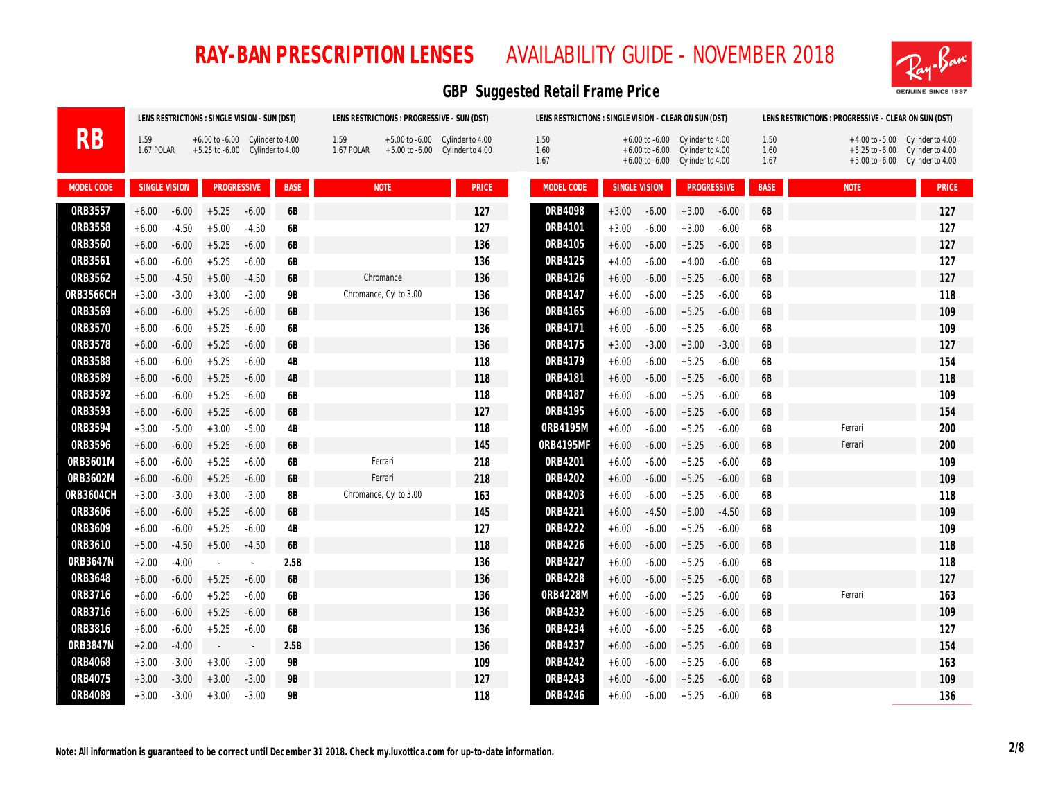# RAY-BAN PRESCRIPTION LENSES AVAILABILITY GUIDE - NOVEMBER 2018

## GBP Suggested Retail Frame Price

**RB**

| LENS RESTRICTIONS : SINGLE VISION - SUN (DST) | | |
|---|---|---|
| 1.59 | +6.00 to -6.00 | Cylinder to 4.00 |
| 1.67 POLAR | +5.25 to -6.00 | Cylinder to 4.00 |

| LENS RESTRICTIONS : PROGRESSIVE - SUN (DST) | | |
|---|---|---|
| 1.59 | +5.00 to -6.00 | Cylinder to 4.00 |
| 1.67 POLAR | +5.00 to -6.00 | Cylinder to 4.00 |

| LENS RESTRICTIONS : SINGLE VISION - CLEAR ON SUN (DST) | | |
|---|---|---|
| 1.50 | +6.00 to -6.00 | Cylinder to 4.00 |
| 1.60 | +6.00 to -6.00 | Cylinder to 4.00 |
| 1.67 | +6.00 to -6.00 | Cylinder to 4.00 |

| LENS RESTRICTIONS : PROGRESSIVE - CLEAR ON SUN (DST) | | |
|---|---|---|
| 1.50 | +4.00 to -5.00 | Cylinder to 4.00 |
| 1.60 | +5.25 to -6.00 | Cylinder to 4.00 |
| 1.67 | +5.00 to -6.00 | Cylinder to 4.00 |

| MODEL CODE | SINGLE VISION | | PROGRESSIVE | | BASE | NOTE | PRICE |
|---|---|---|---|---|---|---|---|
| 0RB3557 | +6.00 | -6.00 | +5.25 | -6.00 | 6B | | 127 |
| 0RB3558 | +6.00 | -4.50 | +5.00 | -4.50 | 6B | | 127 |
| 0RB3560 | +6.00 | -6.00 | +5.25 | -6.00 | 6B | | 136 |
| 0RB3561 | +6.00 | -6.00 | +5.25 | -6.00 | 6B | | 136 |
| 0RB3562 | +5.00 | -4.50 | +5.00 | -4.50 | 6B | Chromance | 136 |
| 0RB3566CH | +3.00 | -3.00 | +3.00 | -3.00 | 9B | Chromance, Cyl to 3.00 | 136 |
| 0RB3569 | +6.00 | -6.00 | +5.25 | -6.00 | 6B | | 136 |
| 0RB3570 | +6.00 | -6.00 | +5.25 | -6.00 | 6B | | 136 |
| 0RB3578 | +6.00 | -6.00 | +5.25 | -6.00 | 6B | | 136 |
| 0RB3588 | +6.00 | -6.00 | +5.25 | -6.00 | 4B | | 118 |
| 0RB3589 | +6.00 | -6.00 | +5.25 | -6.00 | 4B | | 118 |
| 0RB3592 | +6.00 | -6.00 | +5.25 | -6.00 | 6B | | 118 |
| 0RB3593 | +6.00 | -6.00 | +5.25 | -6.00 | 6B | | 127 |
| 0RB3594 | +3.00 | -5.00 | +3.00 | -5.00 | 4B | | 118 |
| 0RB3596 | +6.00 | -6.00 | +5.25 | -6.00 | 6B | | 145 |
| 0RB3601M | +6.00 | -6.00 | +5.25 | -6.00 | 6B | Ferrari | 218 |
| 0RB3602M | +6.00 | -6.00 | +5.25 | -6.00 | 6B | Ferrari | 218 |
| 0RB3604CH | +3.00 | -3.00 | +3.00 | -3.00 | 8B | Chromance, Cyl to 3.00 | 163 |
| 0RB3606 | +6.00 | -6.00 | +5.25 | -6.00 | 6B | | 145 |
| 0RB3609 | +6.00 | -6.00 | +5.25 | -6.00 | 4B | | 127 |
| 0RB3610 | +5.00 | -4.50 | +5.00 | -4.50 | 6B | | 118 |
| 0RB3647N | +2.00 | -4.00 | - | - | 2.5B | | 136 |
| 0RB3648 | +6.00 | -6.00 | +5.25 | -6.00 | 6B | | 136 |
| 0RB3716 | +6.00 | -6.00 | +5.25 | -6.00 | 6B | | 136 |
| 0RB3716 | +6.00 | -6.00 | +5.25 | -6.00 | 6B | | 136 |
| 0RB3816 | +6.00 | -6.00 | +5.25 | -6.00 | 6B | | 136 |
| 0RB3847N | +2.00 | -4.00 | - | - | 2.5B | | 136 |
| 0RB4068 | +3.00 | -3.00 | +3.00 | -3.00 | 9B | | 109 |
| 0RB4075 | +3.00 | -3.00 | +3.00 | -3.00 | 9B | | 127 |
| 0RB4089 | +3.00 | -3.00 | +3.00 | -3.00 | 9B | | 118 |
| 0RB4098 | +3.00 | -6.00 | +3.00 | -6.00 | 6B | | 127 |
| 0RB4101 | +3.00 | -6.00 | +3.00 | -6.00 | 6B | | 127 |
| 0RB4105 | +6.00 | -6.00 | +5.25 | -6.00 | 6B | | 127 |
| 0RB4125 | +4.00 | -6.00 | +4.00 | -6.00 | 6B | | 127 |
| 0RB4126 | +6.00 | -6.00 | +5.25 | -6.00 | 6B | | 127 |
| 0RB4147 | +6.00 | -6.00 | +5.25 | -6.00 | 6B | | 118 |
| 0RB4165 | +6.00 | -6.00 | +5.25 | -6.00 | 6B | | 109 |
| 0RB4171 | +6.00 | -6.00 | +5.25 | -6.00 | 6B | | 109 |
| 0RB4175 | +3.00 | -3.00 | +3.00 | -3.00 | 6B | | 127 |
| 0RB4179 | +6.00 | -6.00 | +5.25 | -6.00 | 6B | | 154 |
| 0RB4181 | +6.00 | -6.00 | +5.25 | -6.00 | 6B | | 118 |
| 0RB4187 | +6.00 | -6.00 | +5.25 | -6.00 | 6B | | 109 |
| 0RB4195 | +6.00 | -6.00 | +5.25 | -6.00 | 6B | | 154 |
| 0RB4195M | +6.00 | -6.00 | +5.25 | -6.00 | 6B | Ferrari | 200 |
| 0RB4195MF | +6.00 | -6.00 | +5.25 | -6.00 | 6B | Ferrari | 200 |
| 0RB4201 | +6.00 | -6.00 | +5.25 | -6.00 | 6B | | 109 |
| 0RB4202 | +6.00 | -6.00 | +5.25 | -6.00 | 6B | | 109 |
| 0RB4203 | +6.00 | -6.00 | +5.25 | -6.00 | 6B | | 118 |
| 0RB4221 | +6.00 | -4.50 | +5.00 | -4.50 | 6B | | 109 |
| 0RB4222 | +6.00 | -6.00 | +5.25 | -6.00 | 6B | | 109 |
| 0RB4226 | +6.00 | -6.00 | +5.25 | -6.00 | 6B | | 118 |
| 0RB4227 | +6.00 | -6.00 | +5.25 | -6.00 | 6B | | 118 |
| 0RB4228 | +6.00 | -6.00 | +5.25 | -6.00 | 6B | | 127 |
| 0RB4228M | +6.00 | -6.00 | +5.25 | -6.00 | 6B | Ferrari | 163 |
| 0RB4232 | +6.00 | -6.00 | +5.25 | -6.00 | 6B | | 109 |
| 0RB4234 | +6.00 | -6.00 | +5.25 | -6.00 | 6B | | 127 |
| 0RB4237 | +6.00 | -6.00 | +5.25 | -6.00 | 6B | | 154 |
| 0RB4242 | +6.00 | -6.00 | +5.25 | -6.00 | 6B | | 163 |
| 0RB4243 | +6.00 | -6.00 | +5.25 | -6.00 | 6B | | 109 |
| 0RB4246 | +6.00 | -6.00 | +5.25 | -6.00 | 6B | | 136 |

**Note: All information is guaranteed to be correct until December 31 2018. Check my.luxottica.com for up-to-date information.**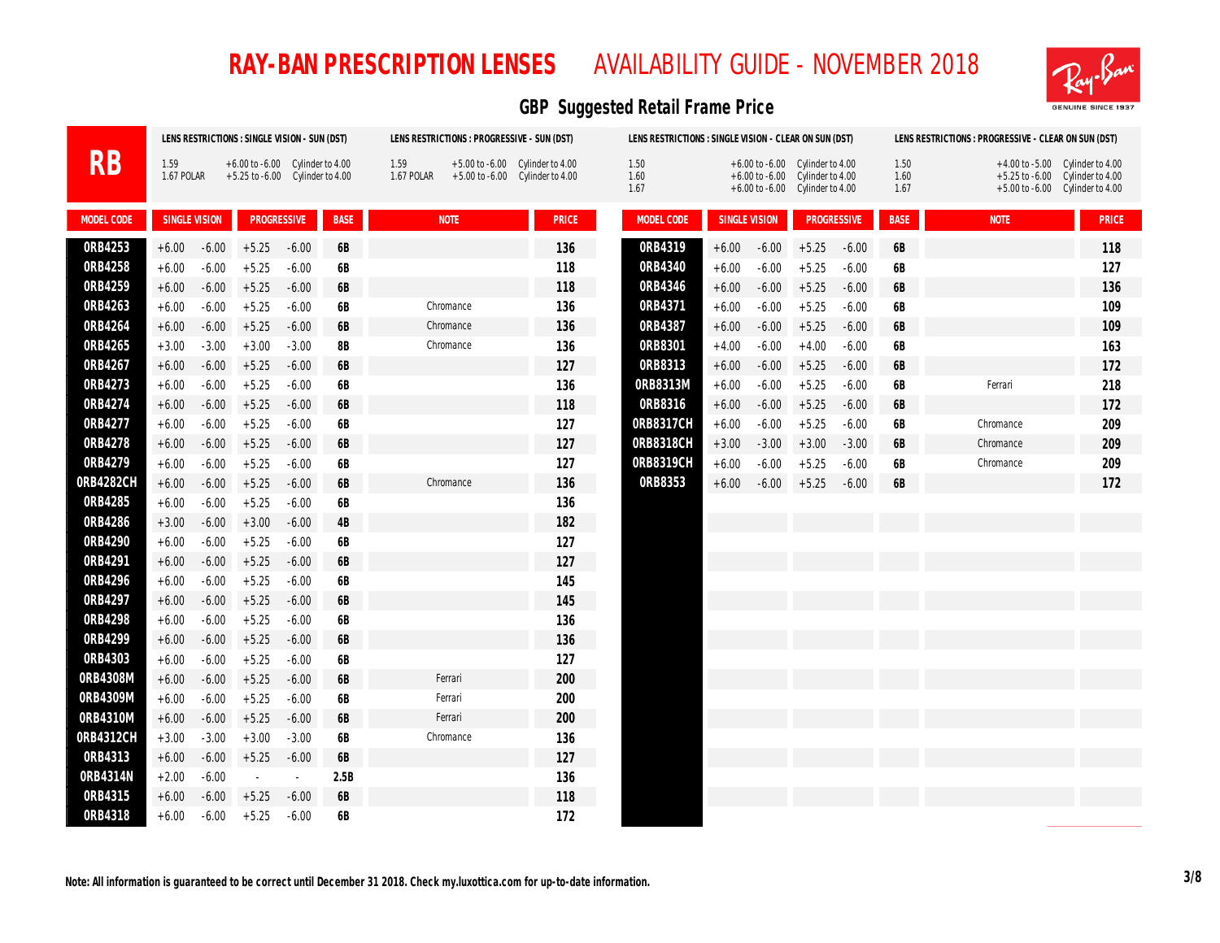# RAY-BAN PRESCRIPTION LENSES AVAILABILITY GUIDE - NOVEMBER 2018

## GBP Suggested Retail Frame Price

**RB**

**LENS RESTRICTIONS : SINGLE VISION - SUN (DST)**
- 1.59: +6.00 to -6.00, Cylinder to 4.00
- 1.67 POLAR: +5.25 to -6.00, Cylinder to 4.00

**LENS RESTRICTIONS : PROGRESSIVE - SUN (DST)**
- 1.59: +5.00 to -6.00, Cylinder to 4.00
- 1.67 POLAR: +5.00 to -6.00, Cylinder to 4.00

**LENS RESTRICTIONS : SINGLE VISION - CLEAR ON SUN (DST)**
- 1.50: +6.00 to -6.00, Cylinder to 4.00
- 1.60: +6.00 to -6.00, Cylinder to 4.00
- 1.67: +6.00 to -6.00, Cylinder to 4.00

**LENS RESTRICTIONS : PROGRESSIVE - CLEAR ON SUN (DST)**
- 1.50: +4.00 to -5.00, Cylinder to 4.00
- 1.60: +5.25 to -6.00, Cylinder to 4.00
- 1.67: +5.00 to -6.00, Cylinder to 4.00

| MODEL CODE | SINGLE VISION | | PROGRESSIVE | | BASE | NOTE | PRICE |
|---|---|---|---|---|---|---|---|
| 0RB4253 | +6.00 | -6.00 | +5.25 | -6.00 | 6B | | 136 |
| 0RB4258 | +6.00 | -6.00 | +5.25 | -6.00 | 6B | | 118 |
| 0RB4259 | +6.00 | -6.00 | +5.25 | -6.00 | 6B | | 118 |
| 0RB4263 | +6.00 | -6.00 | +5.25 | -6.00 | 6B | Chromance | 136 |
| 0RB4264 | +6.00 | -6.00 | +5.25 | -6.00 | 6B | Chromance | 136 |
| 0RB4265 | +3.00 | -3.00 | +3.00 | -3.00 | 8B | Chromance | 136 |
| 0RB4267 | +6.00 | -6.00 | +5.25 | -6.00 | 6B | | 127 |
| 0RB4273 | +6.00 | -6.00 | +5.25 | -6.00 | 6B | | 136 |
| 0RB4274 | +6.00 | -6.00 | +5.25 | -6.00 | 6B | | 118 |
| 0RB4277 | +6.00 | -6.00 | +5.25 | -6.00 | 6B | | 127 |
| 0RB4278 | +6.00 | -6.00 | +5.25 | -6.00 | 6B | | 127 |
| 0RB4279 | +6.00 | -6.00 | +5.25 | -6.00 | 6B | | 127 |
| 0RB4282CH | +6.00 | -6.00 | +5.25 | -6.00 | 6B | Chromance | 136 |
| 0RB4285 | +6.00 | -6.00 | +5.25 | -6.00 | 6B | | 136 |
| 0RB4286 | +3.00 | -6.00 | +3.00 | -6.00 | 4B | | 182 |
| 0RB4290 | +6.00 | -6.00 | +5.25 | -6.00 | 6B | | 127 |
| 0RB4291 | +6.00 | -6.00 | +5.25 | -6.00 | 6B | | 127 |
| 0RB4296 | +6.00 | -6.00 | +5.25 | -6.00 | 6B | | 145 |
| 0RB4297 | +6.00 | -6.00 | +5.25 | -6.00 | 6B | | 145 |
| 0RB4298 | +6.00 | -6.00 | +5.25 | -6.00 | 6B | | 136 |
| 0RB4299 | +6.00 | -6.00 | +5.25 | -6.00 | 6B | | 136 |
| 0RB4303 | +6.00 | -6.00 | +5.25 | -6.00 | 6B | | 127 |
| 0RB4308M | +6.00 | -6.00 | +5.25 | -6.00 | 6B | Ferrari | 200 |
| 0RB4309M | +6.00 | -6.00 | +5.25 | -6.00 | 6B | Ferrari | 200 |
| 0RB4310M | +6.00 | -6.00 | +5.25 | -6.00 | 6B | Ferrari | 200 |
| 0RB4312CH | +3.00 | -3.00 | +3.00 | -3.00 | 6B | Chromance | 136 |
| 0RB4313 | +6.00 | -6.00 | +5.25 | -6.00 | 6B | | 127 |
| 0RB4314N | +2.00 | -6.00 | - | - | 2.5B | | 136 |
| 0RB4315 | +6.00 | -6.00 | +5.25 | -6.00 | 6B | | 118 |
| 0RB4318 | +6.00 | -6.00 | +5.25 | -6.00 | 6B | | 172 |
| 0RB4319 | +6.00 | -6.00 | +5.25 | -6.00 | 6B | | 118 |
| 0RB4340 | +6.00 | -6.00 | +5.25 | -6.00 | 6B | | 127 |
| 0RB4346 | +6.00 | -6.00 | +5.25 | -6.00 | 6B | | 136 |
| 0RB4371 | +6.00 | -6.00 | +5.25 | -6.00 | 6B | | 109 |
| 0RB4387 | +6.00 | -6.00 | +5.25 | -6.00 | 6B | | 109 |
| 0RB8301 | +4.00 | -6.00 | +4.00 | -6.00 | 6B | | 163 |
| 0RB8313 | +6.00 | -6.00 | +5.25 | -6.00 | 6B | | 172 |
| 0RB8313M | +6.00 | -6.00 | +5.25 | -6.00 | 6B | Ferrari | 218 |
| 0RB8316 | +6.00 | -6.00 | +5.25 | -6.00 | 6B | | 172 |
| 0RB8317CH | +6.00 | -6.00 | +5.25 | -6.00 | 6B | Chromance | 209 |
| 0RB8318CH | +3.00 | -3.00 | +3.00 | -3.00 | 6B | Chromance | 209 |
| 0RB8319CH | +6.00 | -6.00 | +5.25 | -6.00 | 6B | Chromance | 209 |
| 0RB8353 | +6.00 | -6.00 | +5.25 | -6.00 | 6B | | 172 |

**Note: All information is guaranteed to be correct until December 31 2018. Check my.luxottica.com for up-to-date information.**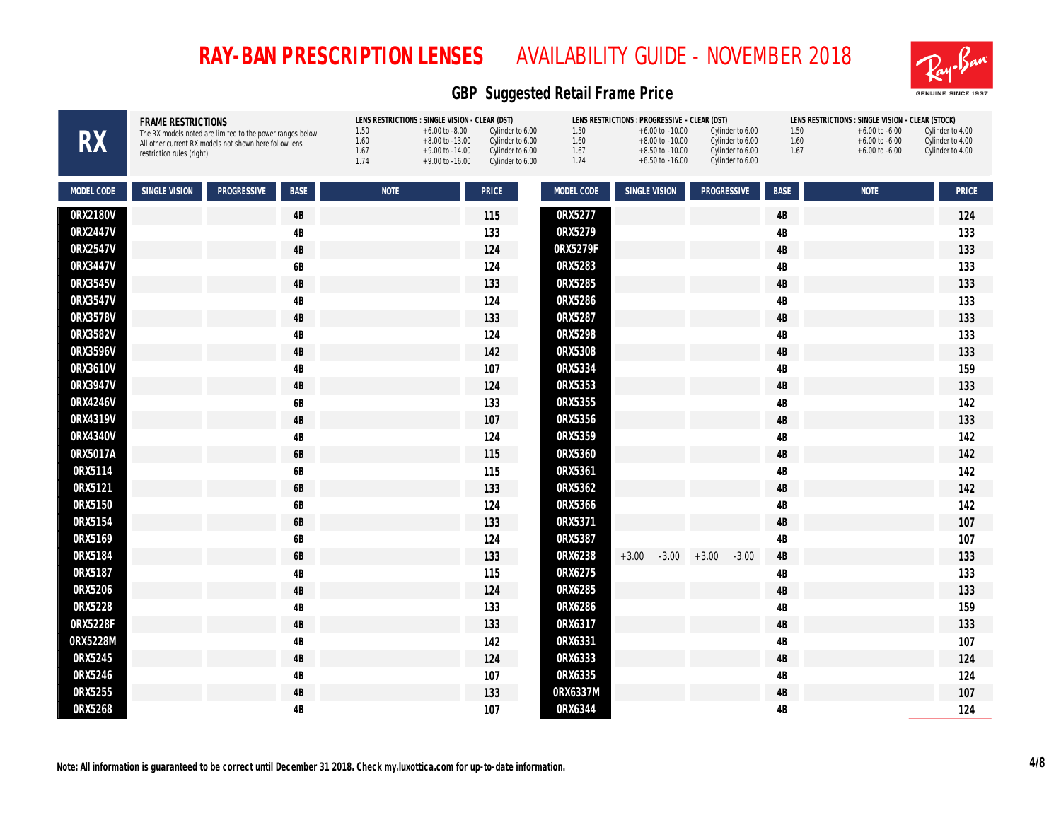# RAY-BAN PRESCRIPTION LENSES AVAILABILITY GUIDE - NOVEMBER 2018

## GBP Suggested Retail Frame Price

# RX

**FRAME RESTRICTIONS**

The RX models noted are limited to the power ranges below. All other current RX models not shown here follow lens restriction rules (right).

**LENS RESTRICTIONS : SINGLE VISION - CLEAR (DST)**

| | | |
|---|---|---|
| 1.50 | +6.00 to -8.00 | Cylinder to 6.00 |
| 1.60 | +8.00 to -13.00 | Cylinder to 6.00 |
| 1.67 | +9.00 to -14.00 | Cylinder to 6.00 |
| 1.74 | +9.00 to -16.00 | Cylinder to 6.00 |

**LENS RESTRICTIONS : PROGRESSIVE - CLEAR (DST)**

| | | |
|---|---|---|
| 1.50 | +6.00 to -10.00 | Cylinder to 6.00 |
| 1.60 | +8.00 to -10.00 | Cylinder to 6.00 |
| 1.67 | +8.50 to -10.00 | Cylinder to 6.00 |
| 1.74 | +8.50 to -16.00 | Cylinder to 6.00 |

**LENS RESTRICTIONS : SINGLE VISION - CLEAR (STOCK)**

| | | |
|---|---|---|
| 1.50 | +6.00 to -6.00 | Cylinder to 4.00 |
| 1.60 | +6.00 to -6.00 | Cylinder to 4.00 |
| 1.67 | +6.00 to -6.00 | Cylinder to 4.00 |

| MODEL CODE | SINGLE VISION | PROGRESSIVE | BASE | NOTE | PRICE |
|---|---|---|---|---|---|
| 0RX2180V | | | 4B | | 115 |
| 0RX2447V | | | 4B | | 133 |
| 0RX2547V | | | 4B | | 124 |
| 0RX3447V | | | 6B | | 124 |
| 0RX3545V | | | 4B | | 133 |
| 0RX3547V | | | 4B | | 124 |
| 0RX3578V | | | 4B | | 133 |
| 0RX3582V | | | 4B | | 124 |
| 0RX3596V | | | 4B | | 142 |
| 0RX3610V | | | 4B | | 107 |
| 0RX3947V | | | 4B | | 124 |
| 0RX4246V | | | 6B | | 133 |
| 0RX4319V | | | 4B | | 107 |
| 0RX4340V | | | 4B | | 124 |
| 0RX5017A | | | 6B | | 115 |
| 0RX5114 | | | 6B | | 115 |
| 0RX5121 | | | 6B | | 133 |
| 0RX5150 | | | 6B | | 124 |
| 0RX5154 | | | 6B | | 133 |
| 0RX5169 | | | 6B | | 124 |
| 0RX5184 | | | 6B | | 133 |
| 0RX5187 | | | 4B | | 115 |
| 0RX5206 | | | 4B | | 124 |
| 0RX5228 | | | 4B | | 133 |
| 0RX5228F | | | 4B | | 133 |
| 0RX5228M | | | 4B | | 142 |
| 0RX5245 | | | 4B | | 124 |
| 0RX5246 | | | 4B | | 107 |
| 0RX5255 | | | 4B | | 133 |
| 0RX5268 | | | 4B | | 107 |
| 0RX5277 | | | 4B | | 124 |
| 0RX5279 | | | 4B | | 133 |
| 0RX5279F | | | 4B | | 133 |
| 0RX5283 | | | 4B | | 133 |
| 0RX5285 | | | 4B | | 133 |
| 0RX5286 | | | 4B | | 133 |
| 0RX5287 | | | 4B | | 133 |
| 0RX5298 | | | 4B | | 133 |
| 0RX5308 | | | 4B | | 133 |
| 0RX5334 | | | 4B | | 159 |
| 0RX5353 | | | 4B | | 133 |
| 0RX5355 | | | 4B | | 142 |
| 0RX5356 | | | 4B | | 133 |
| 0RX5359 | | | 4B | | 142 |
| 0RX5360 | | | 4B | | 142 |
| 0RX5361 | | | 4B | | 142 |
| 0RX5362 | | | 4B | | 142 |
| 0RX5366 | | | 4B | | 142 |
| 0RX5371 | | | 4B | | 107 |
| 0RX5387 | | | 4B | | 107 |
| 0RX6238 | +3.00 -3.00 | +3.00 -3.00 | 4B | | 133 |
| 0RX6275 | | | 4B | | 133 |
| 0RX6285 | | | 4B | | 133 |
| 0RX6286 | | | 4B | | 159 |
| 0RX6317 | | | 4B | | 133 |
| 0RX6331 | | | 4B | | 107 |
| 0RX6333 | | | 4B | | 124 |
| 0RX6335 | | | 4B | | 124 |
| 0RX6337M | | | 4B | | 107 |
| 0RX6344 | | | 4B | | 124 |

**Note: All information is guaranteed to be correct until December 31 2018. Check my.luxottica.com for up-to-date information.**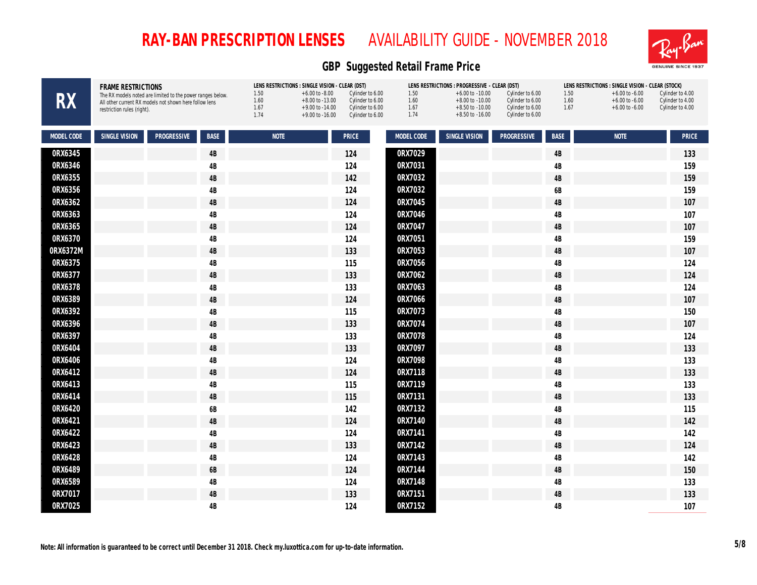# RAY-BAN PRESCRIPTION LENSES AVAILABILITY GUIDE - NOVEMBER 2018

## GBP Suggested Retail Frame Price

**RX**

**FRAME RESTRICTIONS**
The RX models noted are limited to the power ranges below. All other current RX models not shown here follow lens restriction rules (right).

**LENS RESTRICTIONS : SINGLE VISION - CLEAR (DST)**

| | | |
|---|---|---|
| 1.50 | +6.00 to -8.00 | Cylinder to 6.00 |
| 1.60 | +8.00 to -13.00 | Cylinder to 6.00 |
| 1.67 | +9.00 to -14.00 | Cylinder to 6.00 |
| 1.74 | +9.00 to -16.00 | Cylinder to 6.00 |

**LENS RESTRICTIONS : PROGRESSIVE - CLEAR (DST)**

| | | |
|---|---|---|
| 1.50 | +6.00 to -10.00 | Cylinder to 6.00 |
| 1.60 | +8.00 to -10.00 | Cylinder to 6.00 |
| 1.67 | +8.50 to -10.00 | Cylinder to 6.00 |
| 1.74 | +8.50 to -16.00 | Cylinder to 6.00 |

**LENS RESTRICTIONS : SINGLE VISION - CLEAR (STOCK)**

| | | |
|---|---|---|
| 1.50 | +6.00 to -6.00 | Cylinder to 4.00 |
| 1.60 | +6.00 to -6.00 | Cylinder to 4.00 |
| 1.67 | +6.00 to -6.00 | Cylinder to 4.00 |

| MODEL CODE | SINGLE VISION | PROGRESSIVE | BASE | NOTE | PRICE |
|---|---|---|---|---|---|
| 0RX6345 | | | 4B | | 124 |
| 0RX6346 | | | 4B | | 124 |
| 0RX6355 | | | 4B | | 142 |
| 0RX6356 | | | 4B | | 124 |
| 0RX6362 | | | 4B | | 124 |
| 0RX6363 | | | 4B | | 124 |
| 0RX6365 | | | 4B | | 124 |
| 0RX6370 | | | 4B | | 124 |
| 0RX6372M | | | 4B | | 133 |
| 0RX6375 | | | 4B | | 115 |
| 0RX6377 | | | 4B | | 133 |
| 0RX6378 | | | 4B | | 133 |
| 0RX6389 | | | 4B | | 124 |
| 0RX6392 | | | 4B | | 115 |
| 0RX6396 | | | 4B | | 133 |
| 0RX6397 | | | 4B | | 133 |
| 0RX6404 | | | 4B | | 133 |
| 0RX6406 | | | 4B | | 124 |
| 0RX6412 | | | 4B | | 124 |
| 0RX6413 | | | 4B | | 115 |
| 0RX6414 | | | 4B | | 115 |
| 0RX6420 | | | 6B | | 142 |
| 0RX6421 | | | 4B | | 124 |
| 0RX6422 | | | 4B | | 124 |
| 0RX6423 | | | 4B | | 133 |
| 0RX6428 | | | 4B | | 124 |
| 0RX6489 | | | 6B | | 124 |
| 0RX6589 | | | 4B | | 124 |
| 0RX7017 | | | 4B | | 133 |
| 0RX7025 | | | 4B | | 124 |
| 0RX7029 | | | 4B | | 133 |
| 0RX7031 | | | 4B | | 159 |
| 0RX7032 | | | 4B | | 159 |
| 0RX7032 | | | 6B | | 159 |
| 0RX7045 | | | 4B | | 107 |
| 0RX7046 | | | 4B | | 107 |
| 0RX7047 | | | 4B | | 107 |
| 0RX7051 | | | 4B | | 159 |
| 0RX7053 | | | 4B | | 107 |
| 0RX7056 | | | 4B | | 124 |
| 0RX7062 | | | 4B | | 124 |
| 0RX7063 | | | 4B | | 124 |
| 0RX7066 | | | 4B | | 107 |
| 0RX7073 | | | 4B | | 150 |
| 0RX7074 | | | 4B | | 107 |
| 0RX7078 | | | 4B | | 124 |
| 0RX7097 | | | 4B | | 133 |
| 0RX7098 | | | 4B | | 133 |
| 0RX7118 | | | 4B | | 133 |
| 0RX7119 | | | 4B | | 133 |
| 0RX7131 | | | 4B | | 133 |
| 0RX7132 | | | 4B | | 115 |
| 0RX7140 | | | 4B | | 142 |
| 0RX7141 | | | 4B | | 142 |
| 0RX7142 | | | 4B | | 124 |
| 0RX7143 | | | 4B | | 142 |
| 0RX7144 | | | 4B | | 150 |
| 0RX7148 | | | 4B | | 133 |
| 0RX7151 | | | 4B | | 133 |
| 0RX7152 | | | 4B | | 107 |

**Note: All information is guaranteed to be correct until December 31 2018. Check my.luxottica.com for up-to-date information.**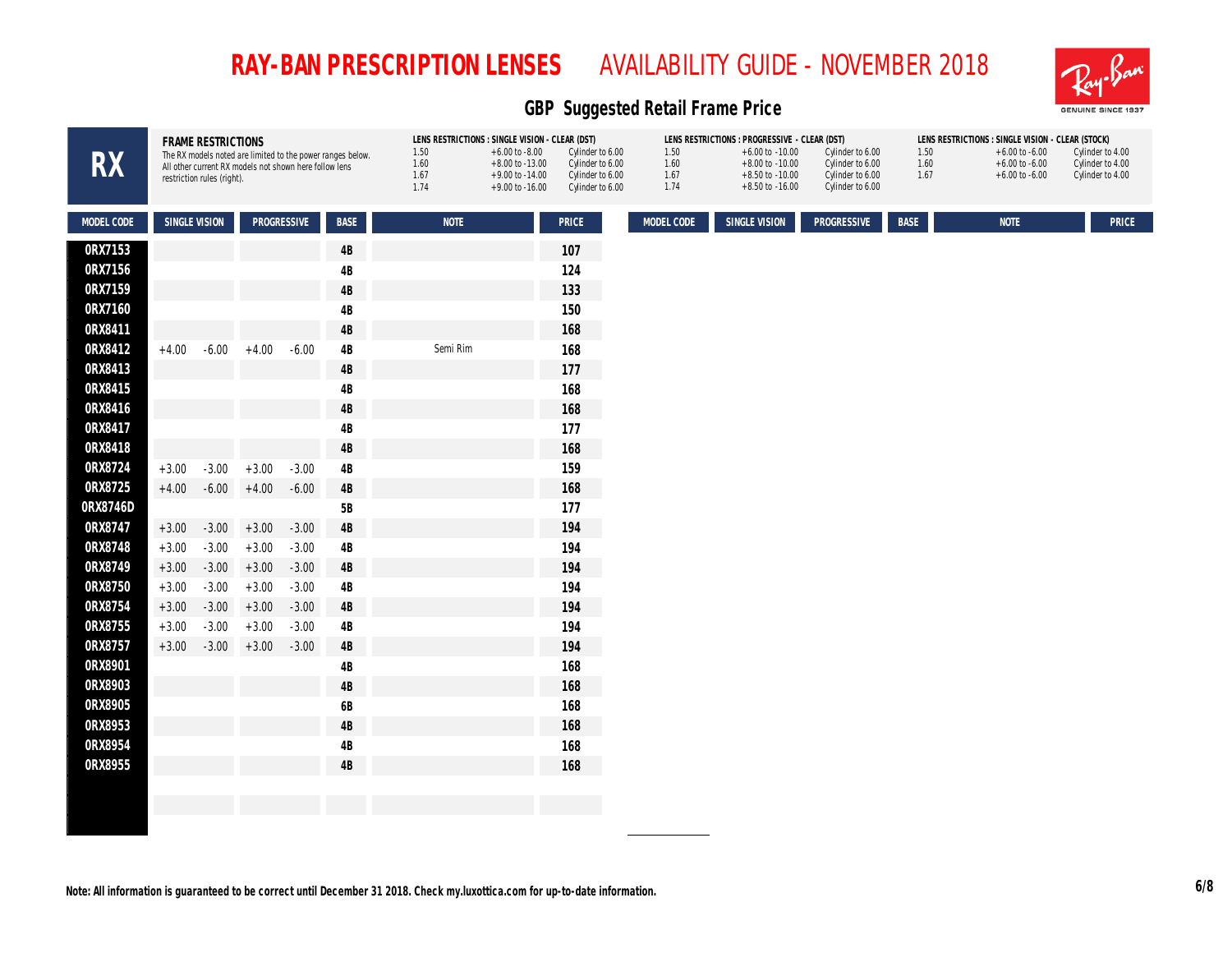# RAY-BAN PRESCRIPTION LENSES AVAILABILITY GUIDE - NOVEMBER 2018

## GBP Suggested Retail Frame Price

**RX**

**FRAME RESTRICTIONS**
The RX models noted are limited to the power ranges below. All other current RX models not shown here follow lens restriction rules (right).

**LENS RESTRICTIONS : SINGLE VISION - CLEAR (DST)**

| | | |
|---|---|---|
| 1.50 | +6.00 to -8.00 | Cylinder to 6.00 |
| 1.60 | +8.00 to -13.00 | Cylinder to 6.00 |
| 1.67 | +9.00 to -14.00 | Cylinder to 6.00 |
| 1.74 | +9.00 to -16.00 | Cylinder to 6.00 |

**LENS RESTRICTIONS : PROGRESSIVE - CLEAR (DST)**

| | | |
|---|---|---|
| 1.50 | +6.00 to -10.00 | Cylinder to 6.00 |
| 1.60 | +8.00 to -10.00 | Cylinder to 6.00 |
| 1.67 | +8.50 to -10.00 | Cylinder to 6.00 |
| 1.74 | +8.50 to -16.00 | Cylinder to 6.00 |

**LENS RESTRICTIONS : SINGLE VISION - CLEAR (STOCK)**

| | | |
|---|---|---|
| 1.50 | +6.00 to -6.00 | Cylinder to 4.00 |
| 1.60 | +6.00 to -6.00 | Cylinder to 4.00 |
| 1.67 | +6.00 to -6.00 | Cylinder to 4.00 |

| MODEL CODE | SINGLE VISION | | PROGRESSIVE | | BASE | NOTE | PRICE |
|---|---|---|---|---|---|---|---|
| 0RX7153 | | | | | 4B | | 107 |
| 0RX7156 | | | | | 4B | | 124 |
| 0RX7159 | | | | | 4B | | 133 |
| 0RX7160 | | | | | 4B | | 150 |
| 0RX8411 | | | | | 4B | | 168 |
| 0RX8412 | +4.00 | -6.00 | +4.00 | -6.00 | 4B | Semi Rim | 168 |
| 0RX8413 | | | | | 4B | | 177 |
| 0RX8415 | | | | | 4B | | 168 |
| 0RX8416 | | | | | 4B | | 168 |
| 0RX8417 | | | | | 4B | | 177 |
| 0RX8418 | | | | | 4B | | 168 |
| 0RX8724 | +3.00 | -3.00 | +3.00 | -3.00 | 4B | | 159 |
| 0RX8725 | +4.00 | -6.00 | +4.00 | -6.00 | 4B | | 168 |
| 0RX8746D | | | | | 5B | | 177 |
| 0RX8747 | +3.00 | -3.00 | +3.00 | -3.00 | 4B | | 194 |
| 0RX8748 | +3.00 | -3.00 | +3.00 | -3.00 | 4B | | 194 |
| 0RX8749 | +3.00 | -3.00 | +3.00 | -3.00 | 4B | | 194 |
| 0RX8750 | +3.00 | -3.00 | +3.00 | -3.00 | 4B | | 194 |
| 0RX8754 | +3.00 | -3.00 | +3.00 | -3.00 | 4B | | 194 |
| 0RX8755 | +3.00 | -3.00 | +3.00 | -3.00 | 4B | | 194 |
| 0RX8757 | +3.00 | -3.00 | +3.00 | -3.00 | 4B | | 194 |
| 0RX8901 | | | | | 4B | | 168 |
| 0RX8903 | | | | | 4B | | 168 |
| 0RX8905 | | | | | 6B | | 168 |
| 0RX8953 | | | | | 4B | | 168 |
| 0RX8954 | | | | | 4B | | 168 |
| 0RX8955 | | | | | 4B | | 168 |

**Note: All information is guaranteed to be correct until December 31 2018. Check my.luxottica.com for up-to-date information.**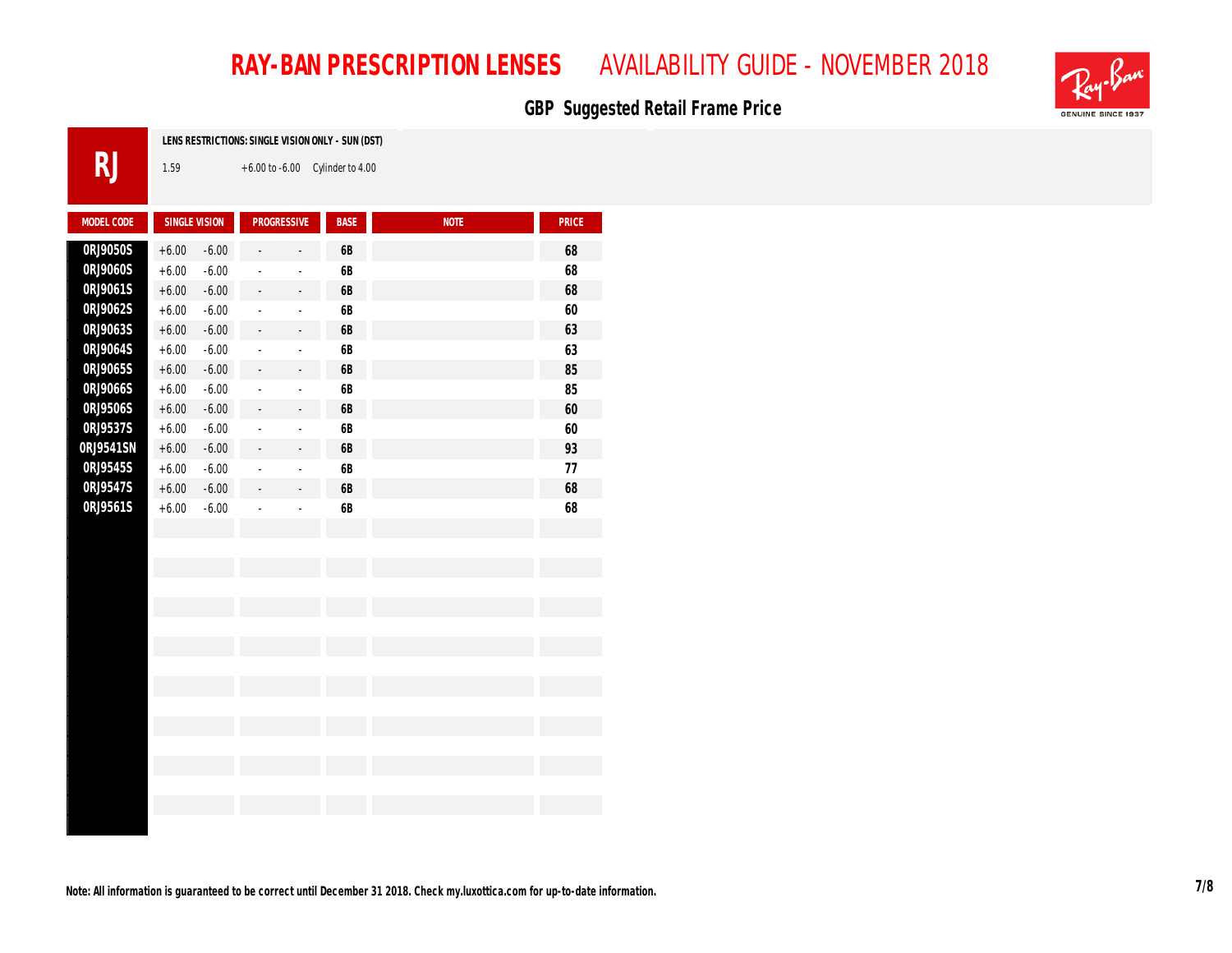# RAY-BAN PRESCRIPTION LENSES AVAILABILITY GUIDE - NOVEMBER 2018

## GBP Suggested Retail Frame Price

**RJ**

**LENS RESTRICTIONS: SINGLE VISION ONLY - SUN (DST)**

1.59 +6.00 to -6.00 Cylinder to 4.00

| MODEL CODE | SINGLE VISION | | PROGRESSIVE | | BASE | NOTE | PRICE |
|---|---|---|---|---|---|---|---|
| 0RJ9050S | +6.00 | -6.00 | - | - | 6B | | 68 |
| 0RJ9060S | +6.00 | -6.00 | - | - | 6B | | 68 |
| 0RJ9061S | +6.00 | -6.00 | - | - | 6B | | 68 |
| 0RJ9062S | +6.00 | -6.00 | - | - | 6B | | 60 |
| 0RJ9063S | +6.00 | -6.00 | - | - | 6B | | 63 |
| 0RJ9064S | +6.00 | -6.00 | - | - | 6B | | 63 |
| 0RJ9065S | +6.00 | -6.00 | - | - | 6B | | 85 |
| 0RJ9066S | +6.00 | -6.00 | - | - | 6B | | 85 |
| 0RJ9506S | +6.00 | -6.00 | - | - | 6B | | 60 |
| 0RJ9537S | +6.00 | -6.00 | - | - | 6B | | 60 |
| 0RJ9541SN | +6.00 | -6.00 | - | - | 6B | | 93 |
| 0RJ9545S | +6.00 | -6.00 | - | - | 6B | | 77 |
| 0RJ9547S | +6.00 | -6.00 | - | - | 6B | | 68 |
| 0RJ9561S | +6.00 | -6.00 | - | - | 6B | | 68 |

**Note: All information is guaranteed to be correct until December 31 2018. Check my.luxottica.com for up-to-date information.**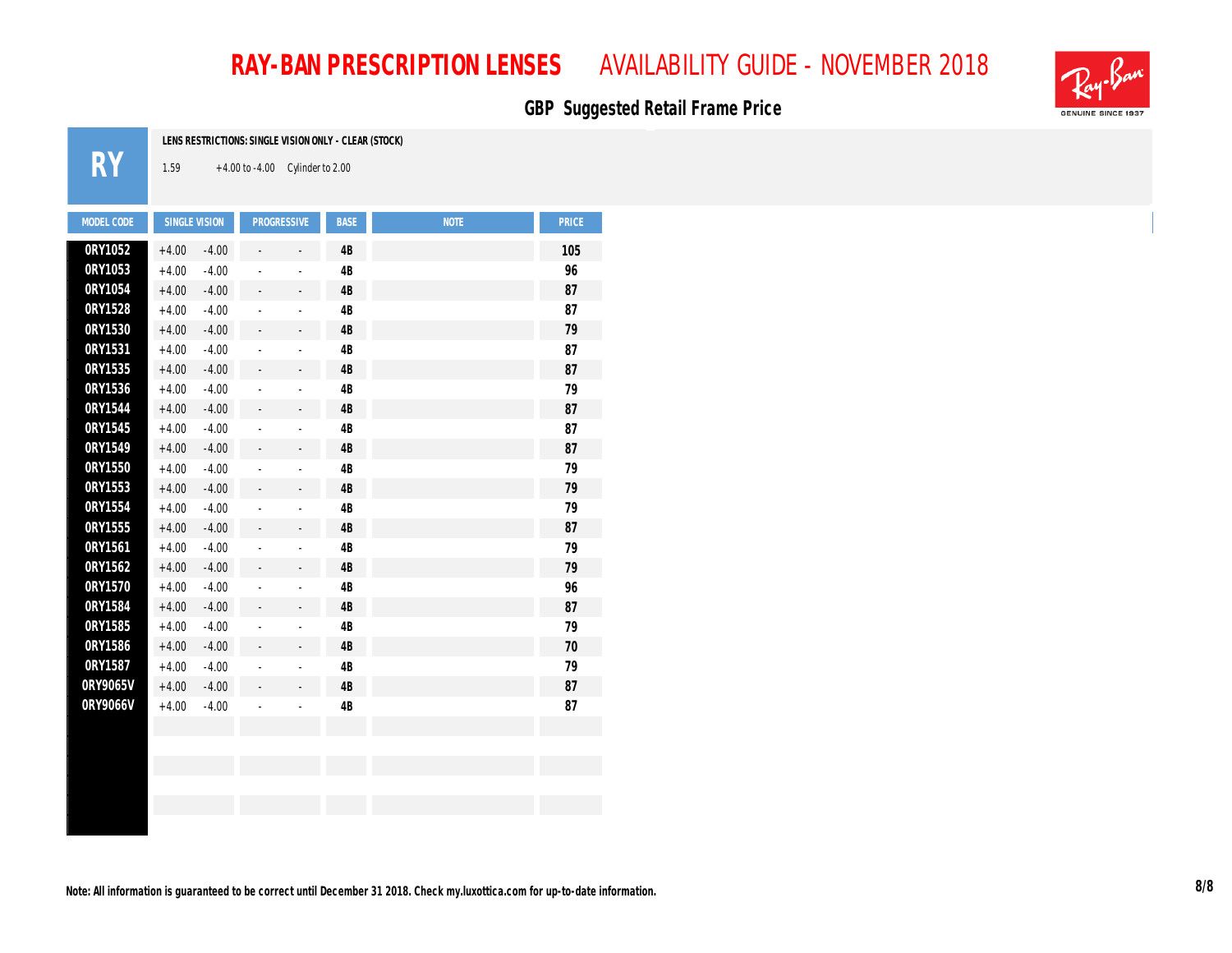# RAY-BAN PRESCRIPTION LENSES AVAILABILITY GUIDE - NOVEMBER 2018

## GBP Suggested Retail Frame Price

**RY**

**LENS RESTRICTIONS: SINGLE VISION ONLY - CLEAR (STOCK)**

1.59 +4.00 to -4.00 Cylinder to 2.00

| MODEL CODE | SINGLE VISION | | PROGRESSIVE | | BASE | NOTE | PRICE |
|---|---|---|---|---|---|---|---|
| 0RY1052 | +4.00 | -4.00 | - | - | 4B | | 105 |
| 0RY1053 | +4.00 | -4.00 | - | - | 4B | | 96 |
| 0RY1054 | +4.00 | -4.00 | - | - | 4B | | 87 |
| 0RY1528 | +4.00 | -4.00 | - | - | 4B | | 87 |
| 0RY1530 | +4.00 | -4.00 | - | - | 4B | | 79 |
| 0RY1531 | +4.00 | -4.00 | - | - | 4B | | 87 |
| 0RY1535 | +4.00 | -4.00 | - | - | 4B | | 87 |
| 0RY1536 | +4.00 | -4.00 | - | - | 4B | | 79 |
| 0RY1544 | +4.00 | -4.00 | - | - | 4B | | 87 |
| 0RY1545 | +4.00 | -4.00 | - | - | 4B | | 87 |
| 0RY1549 | +4.00 | -4.00 | - | - | 4B | | 87 |
| 0RY1550 | +4.00 | -4.00 | - | - | 4B | | 79 |
| 0RY1553 | +4.00 | -4.00 | - | - | 4B | | 79 |
| 0RY1554 | +4.00 | -4.00 | - | - | 4B | | 79 |
| 0RY1555 | +4.00 | -4.00 | - | - | 4B | | 87 |
| 0RY1561 | +4.00 | -4.00 | - | - | 4B | | 79 |
| 0RY1562 | +4.00 | -4.00 | - | - | 4B | | 79 |
| 0RY1570 | +4.00 | -4.00 | - | - | 4B | | 96 |
| 0RY1584 | +4.00 | -4.00 | - | - | 4B | | 87 |
| 0RY1585 | +4.00 | -4.00 | - | - | 4B | | 79 |
| 0RY1586 | +4.00 | -4.00 | - | - | 4B | | 70 |
| 0RY1587 | +4.00 | -4.00 | - | - | 4B | | 79 |
| 0RY9065V | +4.00 | -4.00 | - | - | 4B | | 87 |
| 0RY9066V | +4.00 | -4.00 | - | - | 4B | | 87 |

**Note: All information is guaranteed to be correct until December 31 2018. Check my.luxottica.com for up-to-date information.**